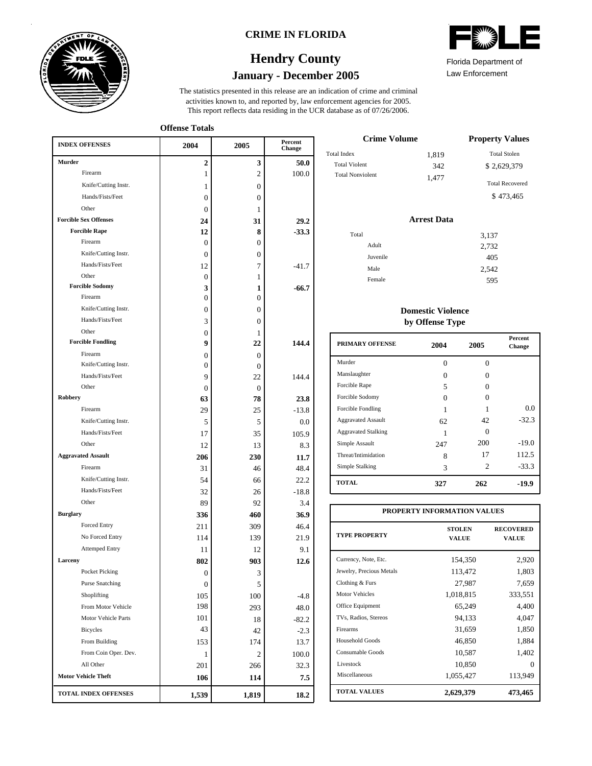# CRIME IN FLORIDA

## Hendry County

### January - December 2005

Florida Department of Law Enforcement

The statistics presented in this release are an indication of crime and criminal activities known to, and reported by, law enforcement agencies for 2005. This report reflects data residing in the UCR database as of 07/26/2006.

**Offense Totals**

| INDEX OFFENSES | 2004 | 2005 | Percent Change |
|---|---|---|---|
| **Murder** | **2** | **3** | **50.0** |
| Firearm | 1 | 2 | 100.0 |
| Knife/Cutting Instr. | 1 | 0 | |
| Hands/Fists/Feet | 0 | 0 | |
| Other | 0 | 1 | |
| **Forcible Sex Offenses** | **24** | **31** | **29.2** |
| **Forcible Rape** | **12** | **8** | **-33.3** |
| Firearm | 0 | 0 | |
| Knife/Cutting Instr. | 0 | 0 | |
| Hands/Fists/Feet | 12 | 7 | -41.7 |
| Other | 0 | 1 | |
| **Forcible Sodomy** | **3** | **1** | **-66.7** |
| Firearm | 0 | 0 | |
| Knife/Cutting Instr. | 0 | 0 | |
| Hands/Fists/Feet | 3 | 0 | |
| Other | 0 | 1 | |
| **Forcible Fondling** | **9** | **22** | **144.4** |
| Firearm | 0 | 0 | |
| Knife/Cutting Instr. | 0 | 0 | |
| Hands/Fists/Feet | 9 | 22 | 144.4 |
| Other | 0 | 0 | |
| **Robbery** | **63** | **78** | **23.8** |
| Firearm | 29 | 25 | -13.8 |
| Knife/Cutting Instr. | 5 | 5 | 0.0 |
| Hands/Fists/Feet | 17 | 35 | 105.9 |
| Other | 12 | 13 | 8.3 |
| **Aggravated Assault** | **206** | **230** | **11.7** |
| Firearm | 31 | 46 | 48.4 |
| Knife/Cutting Instr. | 54 | 66 | 22.2 |
| Hands/Fists/Feet | 32 | 26 | -18.8 |
| Other | 89 | 92 | 3.4 |
| **Burglary** | **336** | **460** | **36.9** |
| Forced Entry | 211 | 309 | 46.4 |
| No Forced Entry | 114 | 139 | 21.9 |
| Attemped Entry | 11 | 12 | 9.1 |
| **Larceny** | **802** | **903** | **12.6** |
| Pocket Picking | 0 | 3 | |
| Purse Snatching | 0 | 5 | |
| Shoplifting | 105 | 100 | -4.8 |
| From Motor Vehicle | 198 | 293 | 48.0 |
| Motor Vehicle Parts | 101 | 18 | -82.2 |
| Bicycles | 43 | 42 | -2.3 |
| From Building | 153 | 174 | 13.7 |
| From Coin Oper. Dev. | 1 | 2 | 100.0 |
| All Other | 201 | 266 | 32.3 |
| **Motor Vehicle Theft** | **106** | **114** | **7.5** |
| **TOTAL INDEX OFFENSES** | **1,539** | **1,819** | **18.2** |

**Crime Volume**

| | |
|---|---|
| Total Index | 1,819 |
| Total Violent | 342 |
| Total Nonviolent | 1,477 |

**Property Values**

| | |
|---|---|
| Total Stolen | $ 2,629,379 |
| Total Recovered | $ 473,465 |

**Arrest Data**

| | |
|---|---|
| Total | 3,137 |
| Adult | 2,732 |
| Juvenile | 405 |
| Male | 2,542 |
| Female | 595 |

**Domestic Violence by Offense Type**

| PRIMARY OFFENSE | 2004 | 2005 | Percent Change |
|---|---|---|---|
| Murder | 0 | 0 | |
| Manslaughter | 0 | 0 | |
| Forcible Rape | 5 | 0 | |
| Forcible Sodomy | 0 | 0 | |
| Forcible Fondling | 1 | 1 | 0.0 |
| Aggravated Assault | 62 | 42 | -32.3 |
| Aggravated Stalking | 1 | 0 | |
| Simple Assault | 247 | 200 | -19.0 |
| Threat/Intimidation | 8 | 17 | 112.5 |
| Simple Stalking | 3 | 2 | -33.3 |
| **TOTAL** | **327** | **262** | **-19.9** |

**PROPERTY INFORMATION VALUES**

| TYPE PROPERTY | STOLEN VALUE | RECOVERED VALUE |
|---|---|---|
| Currency, Note, Etc. | 154,350 | 2,920 |
| Jewelry, Precious Metals | 113,472 | 1,803 |
| Clothing & Furs | 27,987 | 7,659 |
| Motor Vehicles | 1,018,815 | 333,551 |
| Office Equipment | 65,249 | 4,400 |
| TVs, Radios, Stereos | 94,133 | 4,047 |
| Firearms | 31,659 | 1,850 |
| Household Goods | 46,850 | 1,884 |
| Consumable Goods | 10,587 | 1,402 |
| Livestock | 10,850 | 0 |
| Miscellaneous | 1,055,427 | 113,949 |
| **TOTAL VALUES** | **2,629,379** | **473,465** |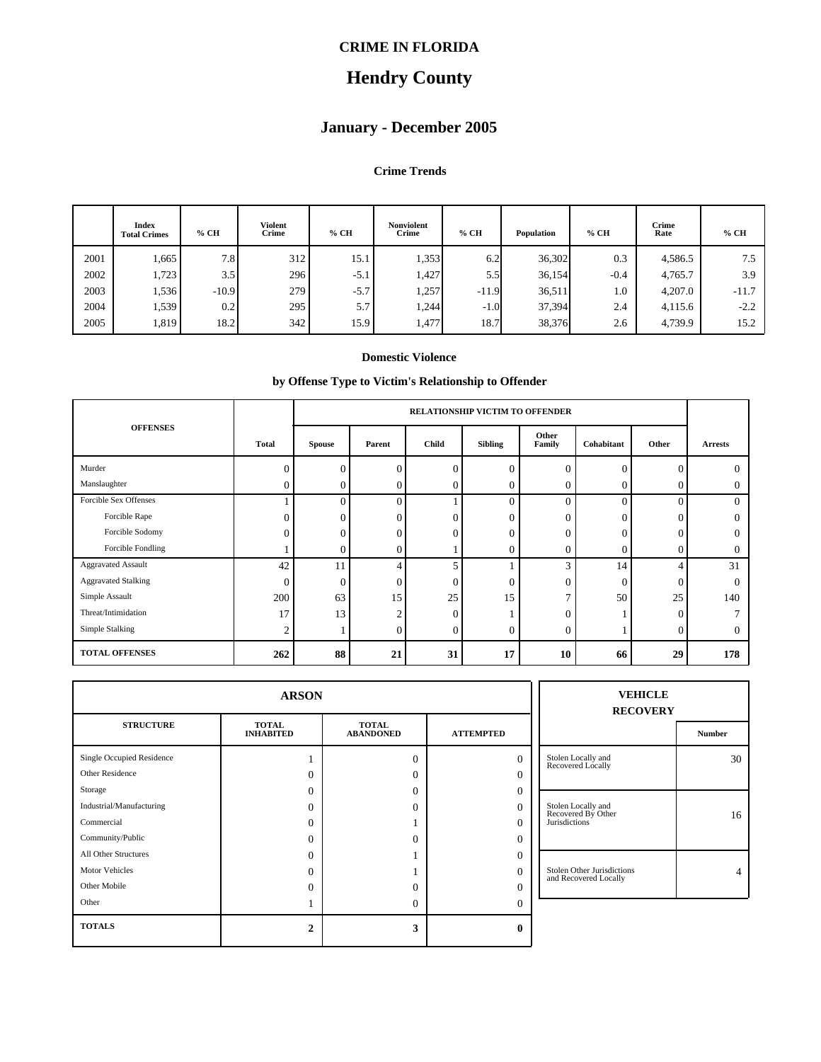**CRIME IN FLORIDA**

# Hendry County

## January - December 2005

### Crime Trends

| | Index Total Crimes | % CH | Violent Crime | % CH | Nonviolent Crime | % CH | Population | % CH | Crime Rate | % CH |
|---|---|---|---|---|---|---|---|---|---|---|
| 2001 | 1,665 | 7.8 | 312 | 15.1 | 1,353 | 6.2 | 36,302 | 0.3 | 4,586.5 | 7.5 |
| 2002 | 1,723 | 3.5 | 296 | -5.1 | 1,427 | 5.5 | 36,154 | -0.4 | 4,765.7 | 3.9 |
| 2003 | 1,536 | -10.9 | 279 | -5.7 | 1,257 | -11.9 | 36,511 | 1.0 | 4,207.0 | -11.7 |
| 2004 | 1,539 | 0.2 | 295 | 5.7 | 1,244 | -1.0 | 37,394 | 2.4 | 4,115.6 | -2.2 |
| 2005 | 1,819 | 18.2 | 342 | 15.9 | 1,477 | 18.7 | 38,376 | 2.6 | 4,739.9 | 15.2 |

### Domestic Violence

### by Offense Type to Victim's Relationship to Offender

| OFFENSES | Total | RELATIONSHIP VICTIM TO OFFENDER | | | | | | | Arrests |
|---|---|---|---|---|---|---|---|---|---|
| | | Spouse | Parent | Child | Sibling | Other Family | Cohabitant | Other | |
| Murder | 0 | 0 | 0 | 0 | 0 | 0 | 0 | 0 | 0 |
| Manslaughter | 0 | 0 | 0 | 0 | 0 | 0 | 0 | 0 | 0 |
| Forcible Sex Offenses | 1 | 0 | 0 | 1 | 0 | 0 | 0 | 0 | 0 |
| Forcible Rape | 0 | 0 | 0 | 0 | 0 | 0 | 0 | 0 | 0 |
| Forcible Sodomy | 0 | 0 | 0 | 0 | 0 | 0 | 0 | 0 | 0 |
| Forcible Fondling | 1 | 0 | 0 | 1 | 0 | 0 | 0 | 0 | 0 |
| Aggravated Assault | 42 | 11 | 4 | 5 | 1 | 3 | 14 | 4 | 31 |
| Aggravated Stalking | 0 | 0 | 0 | 0 | 0 | 0 | 0 | 0 | 0 |
| Simple Assault | 200 | 63 | 15 | 25 | 15 | 7 | 50 | 25 | 140 |
| Threat/Intimidation | 17 | 13 | 2 | 0 | 1 | 0 | 1 | 0 | 7 |
| Simple Stalking | 2 | 1 | 0 | 0 | 0 | 0 | 1 | 0 | 0 |
| **TOTAL OFFENSES** | **262** | **88** | **21** | **31** | **17** | **10** | **66** | **29** | **178** |

### ARSON

| STRUCTURE | TOTAL INHABITED | TOTAL ABANDONED | ATTEMPTED |
|---|---|---|---|
| Single Occupied Residence | 1 | 0 | 0 |
| Other Residence | 0 | 0 | 0 |
| Storage | 0 | 0 | 0 |
| Industrial/Manufacturing | 0 | 0 | 0 |
| Commercial | 0 | 1 | 0 |
| Community/Public | 0 | 0 | 0 |
| All Other Structures | 0 | 1 | 0 |
| Motor Vehicles | 0 | 1 | 0 |
| Other Mobile | 0 | 0 | 0 |
| Other | 1 | 0 | 0 |
| **TOTALS** | **2** | **3** | **0** |

### VEHICLE RECOVERY

| | Number |
|---|---|
| Stolen Locally and Recovered Locally | 30 |
| Stolen Locally and Recovered By Other Jurisdictions | 16 |
| Stolen Other Jurisdictions and Recovered Locally | 4 |